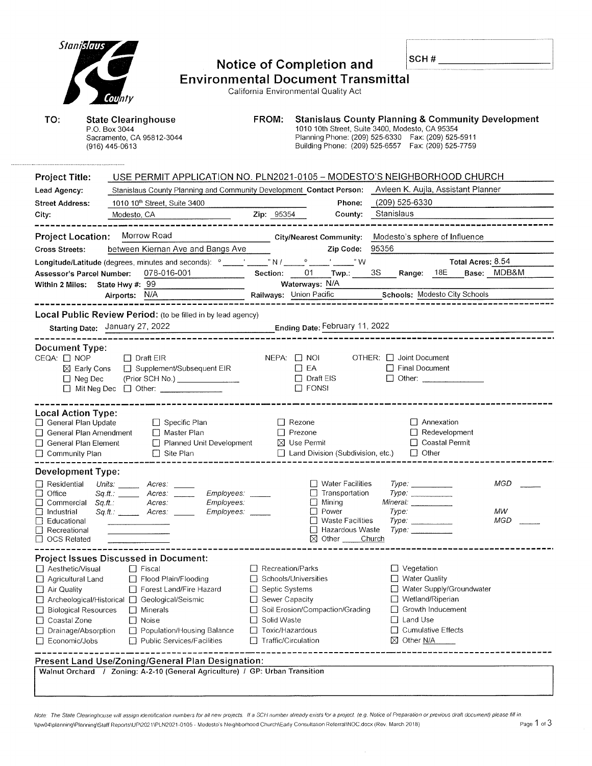# Notice of Completion and Environmental Document Transmittal

California Environmental Quality Act

SCH # ____________

**TO:** **State Clearinghouse**
P.O. Box 3044
Sacramento, CA 95812-3044
(916) 445-0613

**FROM:** **Stanislaus County Planning & Community Development**
1010 10th Street, Suite 3400, Modesto, CA 95354
Planning Phone: (209) 525-6330 Fax: (209) 525-5911
Building Phone: (209) 525-6557 Fax: (209) 525-7759

---

**Project Title:** USE PERMIT APPLICATION NO. PLN2021-0105 – MODESTO'S NEIGHBORHOOD CHURCH

**Lead Agency:** Stanislaus County Planning and Community Development **Contact Person:** Avleen K. Aujla, Assistant Planner

**Street Address:** 1010 10th Street, Suite 3400 **Phone:** (209) 525-6330

**City:** Modesto, CA **Zip:** 95354 **County:** Stanislaus

---

**Project Location:** Morrow Road **City/Nearest Community:** Modesto's sphere of Influence

**Cross Streets:** between Kiernan Ave and Bangs Ave **Zip Code:** 95356

**Longitude/Latitude** (degrees, minutes and seconds): ___° ___' ___" N / ___° ___' ___" W **Total Acres:** 8.54

**Assessor's Parcel Number:** 078-016-001 **Section:** 01 **Twp.:** 3S **Range:** 18E **Base:** MDB&M

**Within 2 Miles:** **State Hwy #:** 99 **Waterways:** N/A

**Airports:** N/A **Railways:** Union Pacific **Schools:** Modesto City Schools

---

**Local Public Review Period:** (to be filled in by lead agency)

**Starting Date:** January 27, 2022 **Ending Date:** February 11, 2022

---

**Document Type:**

CEQA: ☐ NOP ☐ Draft EIR ☒ Early Cons ☐ Supplement/Subsequent EIR ☐ Neg Dec (Prior SCH No.) ________ ☐ Mit Neg Dec ☐ Other: ________

NEPA: ☐ NOI ☐ EA ☐ Draft EIS ☐ FONSI

OTHER: ☐ Joint Document ☐ Final Document ☐ Other: ________

---

**Local Action Type:**

☐ General Plan Update ☐ General Plan Amendment ☐ General Plan Element ☐ Community Plan ☐ Specific Plan ☐ Master Plan ☐ Planned Unit Development ☐ Site Plan ☐ Rezone ☐ Prezone ☒ Use Permit ☐ Land Division (Subdivision, etc.) ☐ Annexation ☐ Redevelopment ☐ Coastal Permit ☐ Other

---

**Development Type:**

☐ Residential *Units:* ____ *Acres:* ____
☐ Office *Sq.ft.:* ____ *Acres:* ____ *Employees:* ____
☐ Commercial *Sq.ft.:* ____ *Acres:* ____ *Employees:* ____
☐ Industrial *Sq.ft.:* ____ *Acres:* ____ *Employees:* ____
☐ Educational ________
☐ Recreational ________
☐ OCS Related ________
☐ Water Facilities *Type:* ____ *MGD* ____
☐ Transportation *Type:* ____
☐ Mining *Mineral:* ____
☐ Power *Type:* ____ *MW* ____
☐ Waste Facilities *Type:* ____ *MGD* ____
☐ Hazardous Waste *Type:* ____
☒ Other Church

---

**Project Issues Discussed in Document:**

☐ Aesthetic/Visual ☐ Agricultural Land ☐ Air Quality ☐ Archeological/Historical ☐ Biological Resources ☐ Coastal Zone ☐ Drainage/Absorption ☐ Economic/Jobs ☐ Fiscal ☐ Flood Plain/Flooding ☐ Forest Land/Fire Hazard ☐ Geological/Seismic ☐ Minerals ☐ Noise ☐ Population/Housing Balance ☐ Public Services/Facilities ☐ Recreation/Parks ☐ Schools/Universities ☐ Septic Systems ☐ Sewer Capacity ☐ Soil Erosion/Compaction/Grading ☐ Solid Waste ☐ Toxic/Hazardous ☐ Traffic/Circulation ☐ Vegetation ☐ Water Quality ☐ Water Supply/Groundwater ☐ Wetland/Riperian ☐ Growth Inducement ☐ Land Use ☐ Cumulative Effects ☒ Other N/A

---

**Present Land Use/Zoning/General Plan Designation:**

**Walnut Orchard / Zoning: A-2-10 (General Agriculture) / GP: Urban Transition**

---

*Note: The State Clearinghouse will assign identification numbers for all new projects. If a SCH number already exists for a project (e.g. Notice of Preparation or previous draft document) please fill in.*

\\pw04\planning\Planning\Staff Reports\UP\2021\PLN2021-0105 - Modesto's Neighborhood Church\Early Consultation Referral\NOC.docx (Rev. March 2018)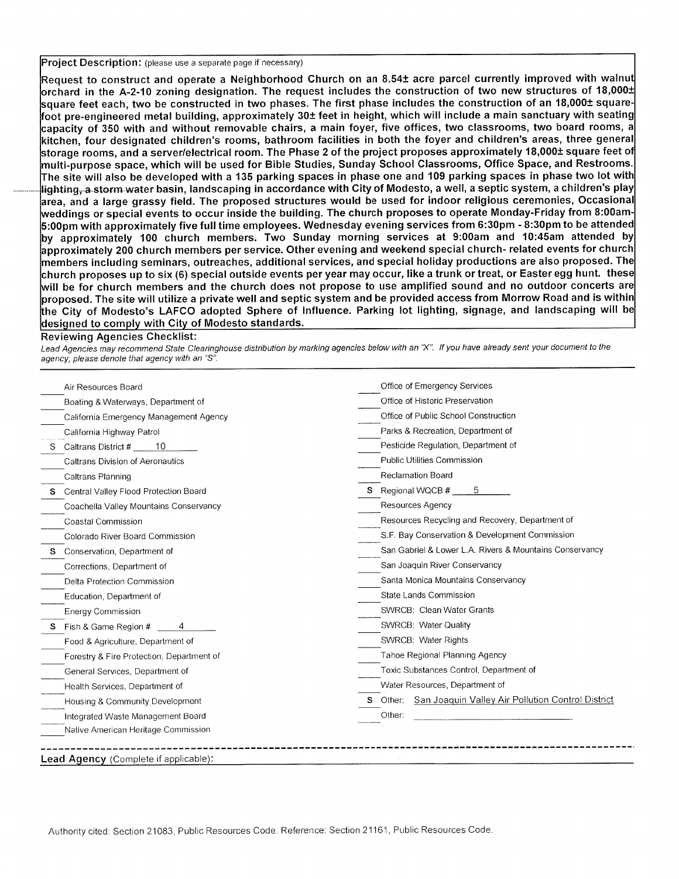**Project Description:** (please use a separate page if necessary)

**Request to construct and operate a Neighborhood Church on an 8.54± acre parcel currently improved with walnut orchard in the A-2-10 zoning designation. The request includes the construction of two new structures of 18,000± square feet each, two be constructed in two phases. The first phase includes the construction of an 18,000± square-foot pre-engineered metal building, approximately 30± feet in height, which will include a main sanctuary with seating capacity of 350 with and without removable chairs, a main foyer, five offices, two classrooms, two board rooms, a kitchen, four designated children's rooms, bathroom facilities in both the foyer and children's areas, three general storage rooms, and a server/electrical room. The Phase 2 of the project proposes approximately 18,000± square feet of multi-purpose space, which will be used for Bible Studies, Sunday School Classrooms, Office Space, and Restrooms. The site will also be developed with a 135 parking spaces in phase one and 109 parking spaces in phase two lot with lighting, a storm water basin, landscaping in accordance with City of Modesto, a well, a septic system, a children's play area, and a large grassy field. The proposed structures would be used for indoor religious ceremonies, Occasional weddings or special events to occur inside the building. The church proposes to operate Monday-Friday from 8:00am-5:00pm with approximately five full time employees. Wednesday evening services from 6:30pm - 8:30pm to be attended by approximately 100 church members. Two Sunday morning services at 9:00am and 10:45am attended by approximately 200 church members per service. Other evening and weekend special church- related events for church members including seminars, outreaches, additional services, and special holiday productions are also proposed. The church proposes up to six (6) special outside events per year may occur, like a trunk or treat, or Easter egg hunt. these will be for church members and the church does not propose to use amplified sound and no outdoor concerts are proposed. The site will utilize a private well and septic system and be provided access from Morrow Road and is within the City of Modesto's LAFCO adopted Sphere of Influence. Parking lot lighting, signage, and landscaping will be designed to comply with City of Modesto standards.**

**Reviewing Agencies Checklist:**

*Lead Agencies may recommend State Clearinghouse distribution by marking agencies below with an "X". If you have already sent your document to the agency, please denote that agency with an "S".*

| | Agency | | Agency |
|---|---|---|---|
| | Air Resources Board | | Office of Emergency Services |
| | Boating & Waterways, Department of | | Office of Historic Preservation |
| | California Emergency Management Agency | | Office of Public School Construction |
| | California Highway Patrol | | Parks & Recreation, Department of |
| S | Caltrans District # 10 | | Pesticide Regulation, Department of |
| | Caltrans Division of Aeronautics | | Public Utilities Commission |
| | Caltrans Planning | | Reclamation Board |
| S | Central Valley Flood Protection Board | S | Regional WQCB # 5 |
| | Coachella Valley Mountains Conservancy | | Resources Agency |
| | Coastal Commission | | Resources Recycling and Recovery, Department of |
| | Colorado River Board Commission | | S.F. Bay Conservation & Development Commission |
| S | Conservation, Department of | | San Gabriel & Lower L.A. Rivers & Mountains Conservancy |
| | Corrections, Department of | | San Joaquin River Conservancy |
| | Delta Protection Commission | | Santa Monica Mountains Conservancy |
| | Education, Department of | | State Lands Commission |
| | Energy Commission | | SWRCB: Clean Water Grants |
| S | Fish & Game Region # 4 | | SWRCB: Water Quality |
| | Food & Agriculture, Department of | | SWRCB: Water Rights |
| | Forestry & Fire Protection, Department of | | Tahoe Regional Planning Agency |
| | General Services, Department of | | Toxic Substances Control, Department of |
| | Health Services, Department of | | Water Resources, Department of |
| | Housing & Community Development | S | Other: San Joaquin Valley Air Pollution Control District |
| | Integrated Waste Management Board | | Other: |
| | Native American Heritage Commission | | |

---

**Lead Agency** (Complete if applicable):

Authority cited: Section 21083, Public Resources Code. Reference: Section 21161, Public Resources Code.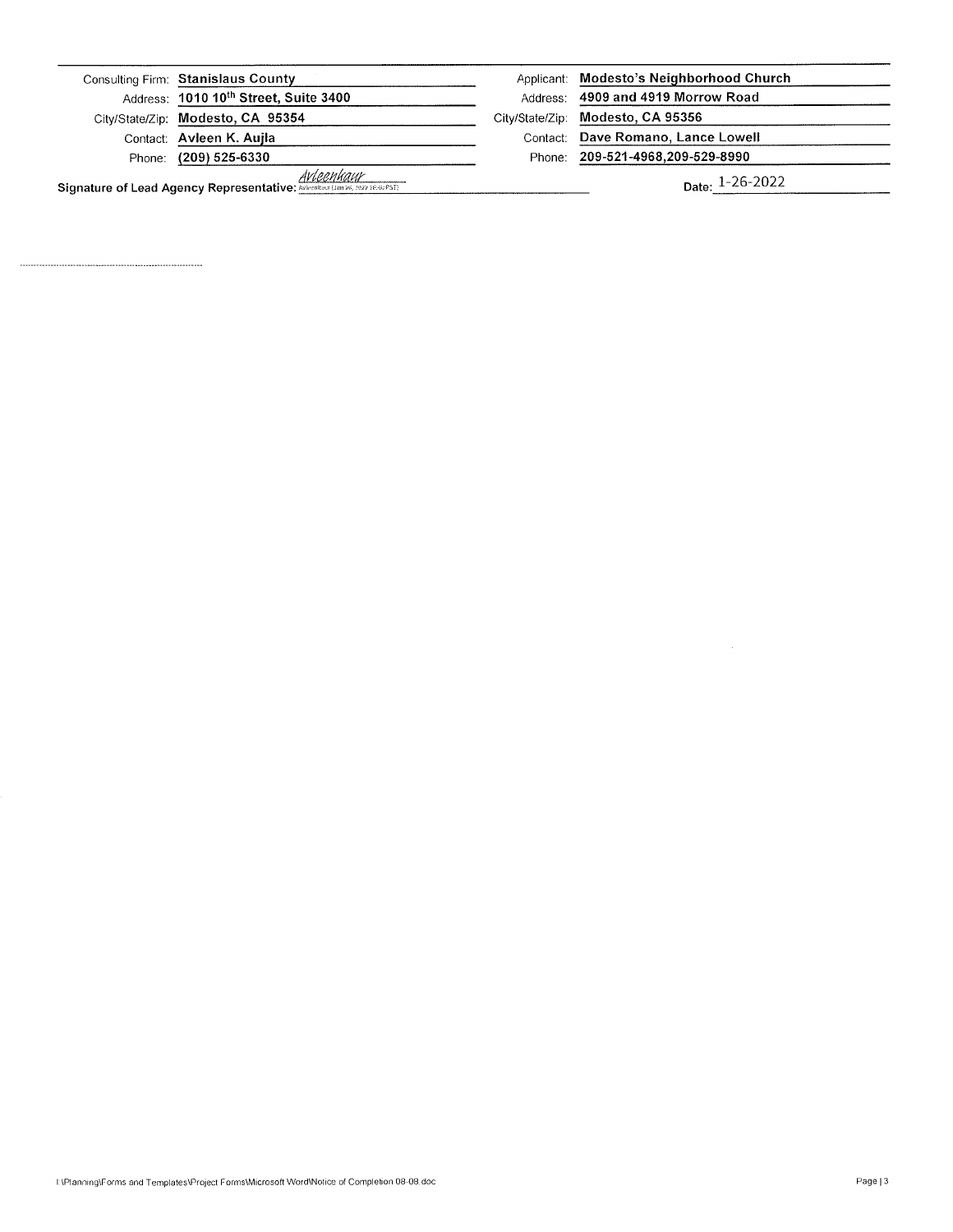| | | | |
|---|---|---|---|
| Consulting Firm: | **Stanislaus County** | Applicant: | **Modesto's Neighborhood Church** |
| Address: | **1010 10th Street, Suite 3400** | Address: | **4909 and 4919 Morrow Road** |
| City/State/Zip: | **Modesto, CA 95354** | City/State/Zip: | **Modesto, CA 95356** |
| Contact: | **Avleen K. Aujla** | Contact: | **Dave Romano, Lance Lowell** |
| Phone: | **(209) 525-6330** | Phone: | **209-521-4968,209-529-8990** |

**Signature of Lead Agency Representative:** Avleenkaur (Avleenkaur (Jan 26, 2022 16:06 PST)) **Date:** 1-26-2022

I:\Planning\Forms and Templates\Project Forms\Microsoft Word\Notice of Completion 08-08.doc